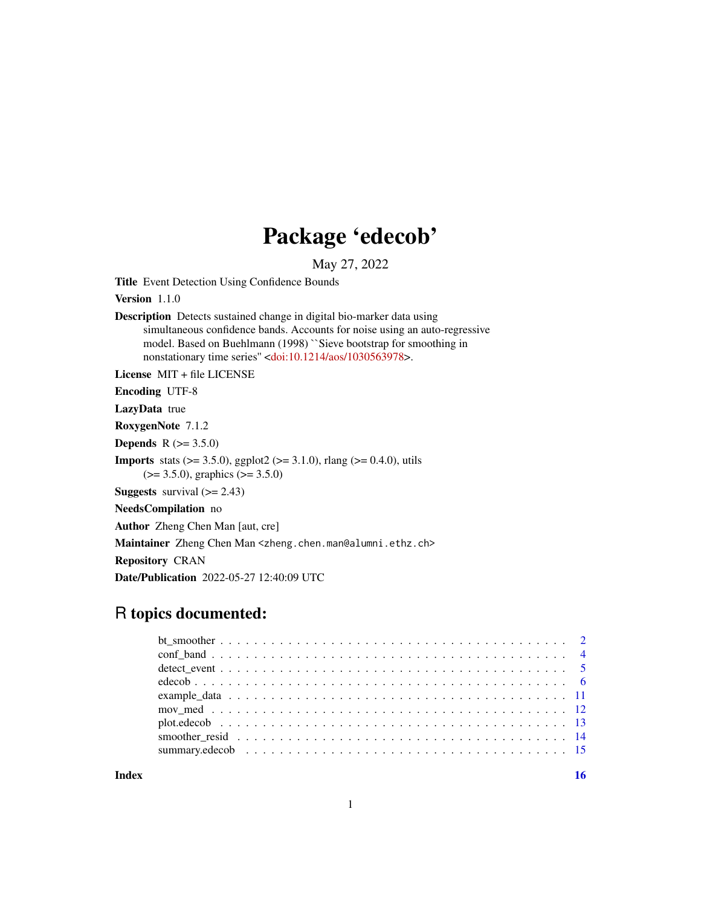# Package 'edecob'

May 27, 2022

**Title** Event Detection Using Confidence Bounds

**Version** 1.1.0

**Description** Detects sustained change in digital bio-marker data using simultaneous confidence bands. Accounts for noise using an auto-regressive model. Based on Buehlmann (1998) ``Sieve bootstrap for smoothing in nonstationary time series'' <doi:10.1214/aos/1030563978>.

**License** MIT + file LICENSE

**Encoding** UTF-8

**LazyData** true

**RoxygenNote** 7.1.2

**Depends** R (>= 3.5.0)

**Imports** stats (>= 3.5.0), ggplot2 (>= 3.1.0), rlang (>= 0.4.0), utils (>= 3.5.0), graphics (>= 3.5.0)

**Suggests** survival (>= 2.43)

**NeedsCompilation** no

**Author** Zheng Chen Man [aut, cre]

**Maintainer** Zheng Chen Man <zheng.chen.man@alumni.ethz.ch>

**Repository** CRAN

**Date/Publication** 2022-05-27 12:40:09 UTC

## R topics documented:

- bt_smoother . . . . . . . . . . . . . . . . . . . . . . . . . . . . . . . . . . . . . . . . 2
- conf_band . . . . . . . . . . . . . . . . . . . . . . . . . . . . . . . . . . . . . . . . . 4
- detect_event . . . . . . . . . . . . . . . . . . . . . . . . . . . . . . . . . . . . . . . . 5
- edecob . . . . . . . . . . . . . . . . . . . . . . . . . . . . . . . . . . . . . . . . . . . 6
- example_data . . . . . . . . . . . . . . . . . . . . . . . . . . . . . . . . . . . . . . . 11
- mov_med . . . . . . . . . . . . . . . . . . . . . . . . . . . . . . . . . . . . . . . . . 12
- plot.edecob . . . . . . . . . . . . . . . . . . . . . . . . . . . . . . . . . . . . . . . . 13
- smoother_resid . . . . . . . . . . . . . . . . . . . . . . . . . . . . . . . . . . . . . . 14
- summary.edecob . . . . . . . . . . . . . . . . . . . . . . . . . . . . . . . . . . . . . 15

**Index** **16**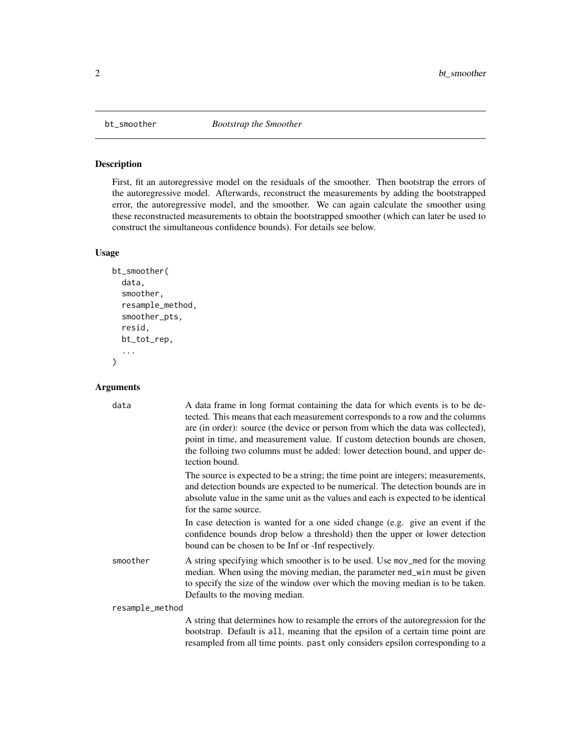## bt_smoother — *Bootstrap the Smoother*

### Description

First, fit an autoregressive model on the residuals of the smoother. Then bootstrap the errors of the autoregressive model. Afterwards, reconstruct the measurements by adding the bootstrapped error, the autoregressive model, and the smoother. We can again calculate the smoother using these reconstructed measurements to obtain the bootstrapped smoother (which can later be used to construct the simultaneous confidence bounds). For details see below.

### Usage

```
bt_smoother(
  data,
  smoother,
  resample_method,
  smoother_pts,
  resid,
  bt_tot_rep,
  ...
)
```

### Arguments

**data**
A data frame in long format containing the data for which events is to be detected. This means that each measurement corresponds to a row and the columns are (in order): source (the device or person from which the data was collected), point in time, and measurement value. If custom detection bounds are chosen, the folloing two columns must be added: lower detection bound, and upper detection bound.

The source is expected to be a string; the time point are integers; measurements, and detection bounds are expected to be numerical. The detection bounds are in absolute value in the same unit as the values and each is expected to be identical for the same source.

In case detection is wanted for a one sided change (e.g. give an event if the confidence bounds drop below a threshold) then the upper or lower detection bound can be chosen to be Inf or -Inf respectively.

**smoother**
A string specifying which smoother is to be used. Use `mov_med` for the moving median. When using the moving median, the parameter `med_win` must be given to specify the size of the window over which the moving median is to be taken. Defaults to the moving median.

**resample_method**
A string that determines how to resample the errors of the autoregression for the bootstrap. Default is `all`, meaning that the epsilon of a certain time point are resampled from all time points. `past` only considers epsilon corresponding to a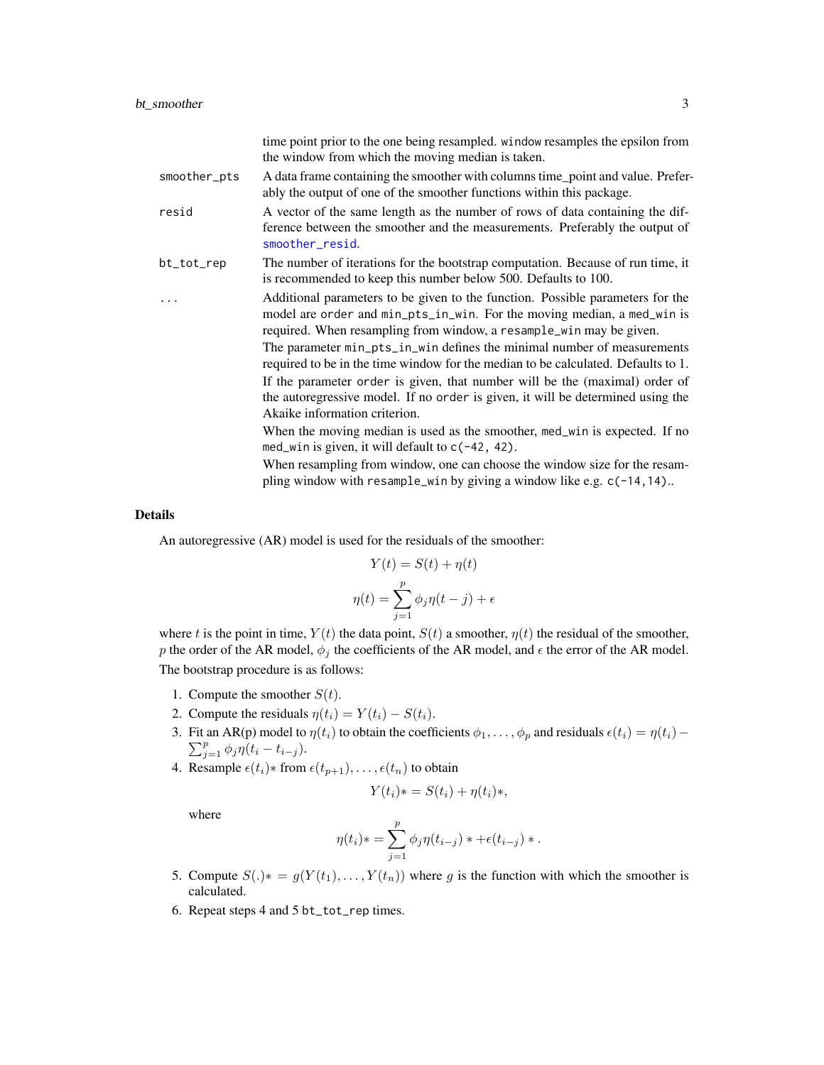time point prior to the one being resampled. `window` resamples the epsilon from the window from which the moving median is taken.

| | |
|---|---|
| `smoother_pts` | A data frame containing the smoother with columns time_point and value. Preferably the output of one of the smoother functions within this package. |
| `resid` | A vector of the same length as the number of rows of data containing the difference between the smoother and the measurements. Preferably the output of `smoother_resid`. |
| `bt_tot_rep` | The number of iterations for the bootstrap computation. Because of run time, it is recommended to keep this number below 500. Defaults to 100. |
| `...` | Additional parameters to be given to the function. Possible parameters for the model are `order` and `min_pts_in_win`. For the moving median, a `med_win` is required. When resampling from window, a `resample_win` may be given. The parameter `min_pts_in_win` defines the minimal number of measurements required to be in the time window for the median to be calculated. Defaults to 1. If the parameter `order` is given, that number will be the (maximal) order of the autoregressive model. If no `order` is given, it will be determined using the Akaike information criterion. When the moving median is used as the smoother, `med_win` is expected. If no `med_win` is given, it will default to `c(-42, 42)`. When resampling from window, one can choose the window size for the resampling window with `resample_win` by giving a window like e.g. `c(-14,14)`.. |

### Details

An autoregressive (AR) model is used for the residuals of the smoother:

$$Y(t) = S(t) + \eta(t)$$

$$\eta(t) = \sum_{j=1}^{p} \phi_j \eta(t-j) + \epsilon$$

where $t$ is the point in time, $Y(t)$ the data point, $S(t)$ a smoother, $\eta(t)$ the residual of the smoother, $p$ the order of the AR model, $\phi_j$ the coefficients of the AR model, and $\epsilon$ the error of the AR model.

The bootstrap procedure is as follows:

1. Compute the smoother $S(t)$.
2. Compute the residuals $\eta(t_i) = Y(t_i) - S(t_i)$.
3. Fit an AR(p) model to $\eta(t_i)$ to obtain the coefficients $\phi_1, \ldots, \phi_p$ and residuals $\epsilon(t_i) = \eta(t_i) - \sum_{j=1}^{p} \phi_j \eta(t_i - t_{i-j})$.
4. Resample $\epsilon(t_i)*$ from $\epsilon(t_{p+1}), \ldots, \epsilon(t_n)$ to obtain

   $$Y(t_i)* = S(t_i) + \eta(t_i)*,$$

   where

   $$\eta(t_i)* = \sum_{j=1}^{p} \phi_j \eta(t_{i-j}) * + \epsilon(t_{i-j}) * .$$

5. Compute $S(.)* = g(Y(t_1), \ldots, Y(t_n))$ where $g$ is the function with which the smoother is calculated.
6. Repeat steps 4 and 5 `bt_tot_rep` times.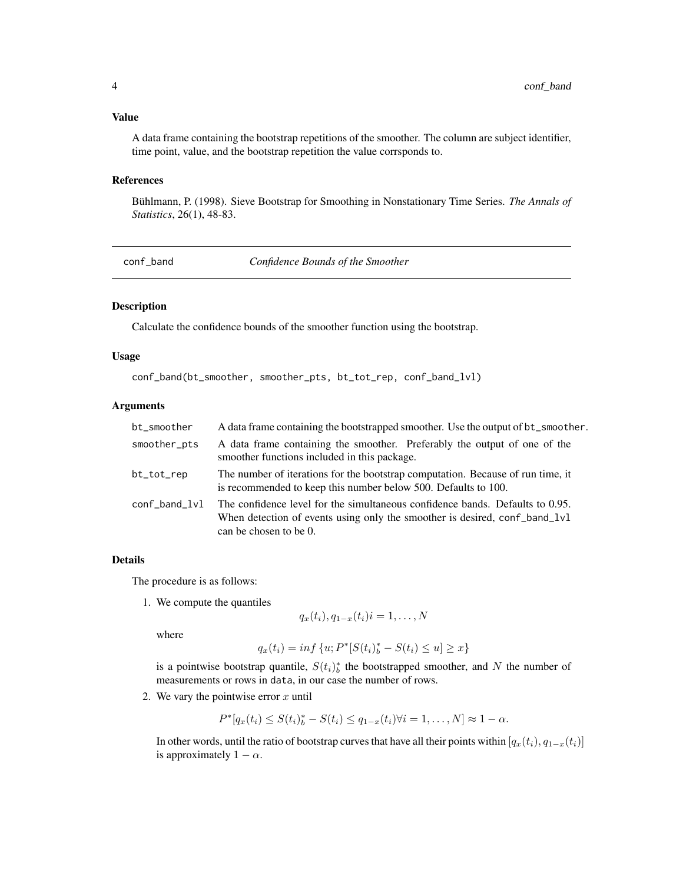### Value

A data frame containing the bootstrap repetitions of the smoother. The column are subject identifier, time point, value, and the bootstrap repetition the value corrsponds to.

### References

Bühlmann, P. (1998). Sieve Bootstrap for Smoothing in Nonstationary Time Series. *The Annals of Statistics*, 26(1), 48-83.

---

## conf_band — *Confidence Bounds of the Smoother*

### Description

Calculate the confidence bounds of the smoother function using the bootstrap.

### Usage

```
conf_band(bt_smoother, smoother_pts, bt_tot_rep, conf_band_lvl)
```

### Arguments

| | |
|---|---|
| bt_smoother | A data frame containing the bootstrapped smoother. Use the output of bt_smoother. |
| smoother_pts | A data frame containing the smoother. Preferably the output of one of the smoother functions included in this package. |
| bt_tot_rep | The number of iterations for the bootstrap computation. Because of run time, it is recommended to keep this number below 500. Defaults to 100. |
| conf_band_lvl | The confidence level for the simultaneous confidence bands. Defaults to 0.95. When detection of events using only the smoother is desired, conf_band_lvl can be chosen to be 0. |

### Details

The procedure is as follows:

1. We compute the quantiles
$$q_x(t_i), q_{1-x}(t_i) i = 1, \dots, N$$
where
$$q_x(t_i) = inf\,\{u; P^*[S(t_i)_b^* - S(t_i) \leq u] \geq x\}$$
is a pointwise bootstrap quantile, $S(t_i)_b^*$ the bootstrapped smoother, and $N$ the number of measurements or rows in data, in our case the number of rows.
2. We vary the pointwise error $x$ until
$$P^*[q_x(t_i) \leq S(t_i)_b^* - S(t_i) \leq q_{1-x}(t_i) \forall i = 1, \dots, N] \approx 1 - \alpha.$$
In other words, until the ratio of bootstrap curves that have all their points within $[q_x(t_i), q_{1-x}(t_i)]$ is approximately $1 - \alpha$.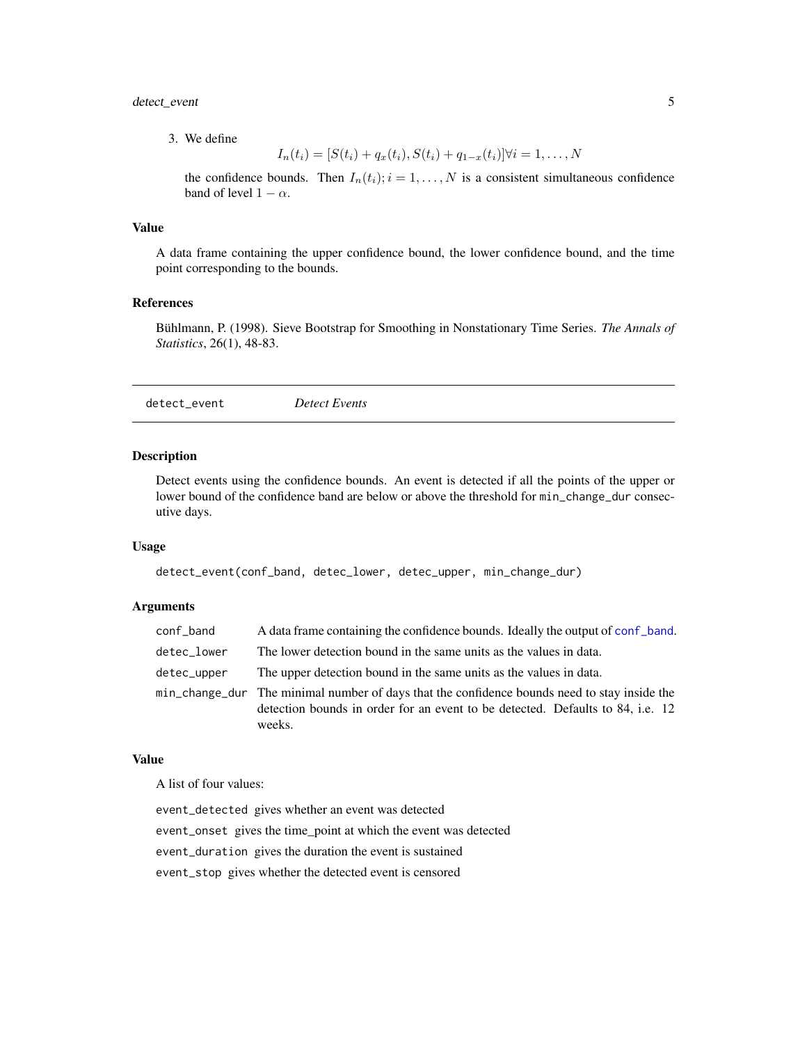3. We define

$$I_n(t_i) = [S(t_i) + q_x(t_i), S(t_i) + q_{1-x}(t_i)] \forall i = 1, \ldots, N$$

the confidence bounds. Then $I_n(t_i); i = 1, \ldots, N$ is a consistent simultaneous confidence band of level $1 - \alpha$.

### Value

A data frame containing the upper confidence bound, the lower confidence bound, and the time point corresponding to the bounds.

### References

Bühlmann, P. (1998). Sieve Bootstrap for Smoothing in Nonstationary Time Series. *The Annals of Statistics*, 26(1), 48-83.

---

## detect_event — *Detect Events*

### Description

Detect events using the confidence bounds. An event is detected if all the points of the upper or lower bound of the confidence band are below or above the threshold for min_change_dur consecutive days.

### Usage

```
detect_event(conf_band, detec_lower, detec_upper, min_change_dur)
```

### Arguments

| | |
|---|---|
| conf_band | A data frame containing the confidence bounds. Ideally the output of conf_band. |
| detec_lower | The lower detection bound in the same units as the values in data. |
| detec_upper | The upper detection bound in the same units as the values in data. |
| min_change_dur | The minimal number of days that the confidence bounds need to stay inside the detection bounds in order for an event to be detected. Defaults to 84, i.e. 12 weeks. |

### Value

A list of four values:

event_detected gives whether an event was detected

event_onset gives the time_point at which the event was detected

event_duration gives the duration the event is sustained

event_stop gives whether the detected event is censored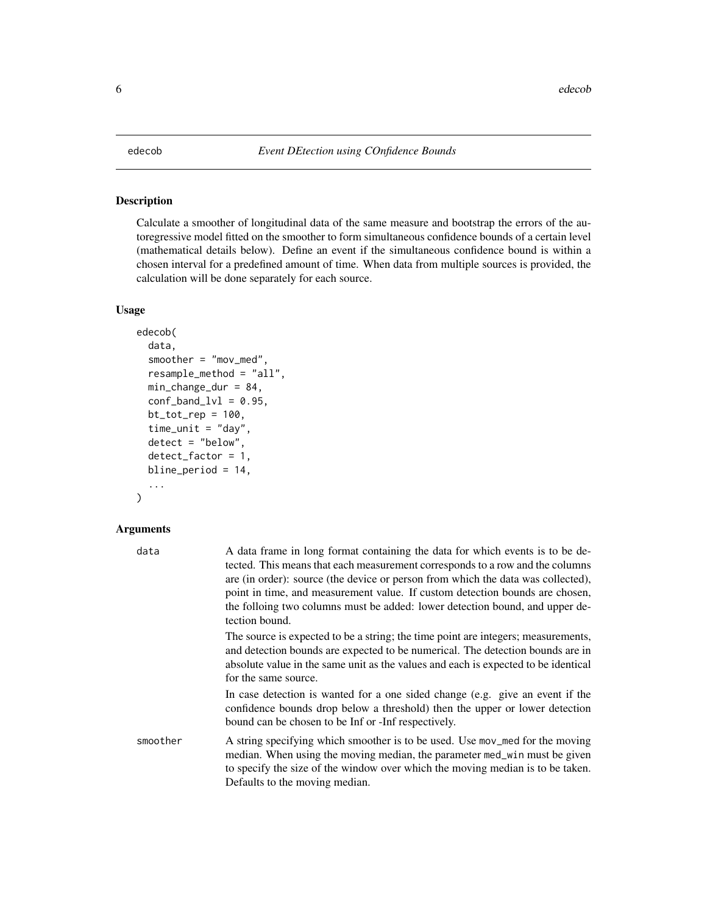# edecob — *Event DEtection using COnfidence Bounds*

## Description

Calculate a smoother of longitudinal data of the same measure and bootstrap the errors of the autoregressive model fitted on the smoother to form simultaneous confidence bounds of a certain level (mathematical details below). Define an event if the simultaneous confidence bound is within a chosen interval for a predefined amount of time. When data from multiple sources is provided, the calculation will be done separately for each source.

## Usage

```
edecob(
  data,
  smoother = "mov_med",
  resample_method = "all",
  min_change_dur = 84,
  conf_band_lvl = 0.95,
  bt_tot_rep = 100,
  time_unit = "day",
  detect = "below",
  detect_factor = 1,
  bline_period = 14,
  ...
)
```

## Arguments

`data` — A data frame in long format containing the data for which events is to be detected. This means that each measurement corresponds to a row and the columns are (in order): source (the device or person from which the data was collected), point in time, and measurement value. If custom detection bounds are chosen, the folloing two columns must be added: lower detection bound, and upper detection bound.

The source is expected to be a string; the time point are integers; measurements, and detection bounds are expected to be numerical. The detection bounds are in absolute value in the same unit as the values and each is expected to be identical for the same source.

In case detection is wanted for a one sided change (e.g. give an event if the confidence bounds drop below a threshold) then the upper or lower detection bound can be chosen to be Inf or -Inf respectively.

`smoother` — A string specifying which smoother is to be used. Use `mov_med` for the moving median. When using the moving median, the parameter `med_win` must be given to specify the size of the window over which the moving median is to be taken. Defaults to the moving median.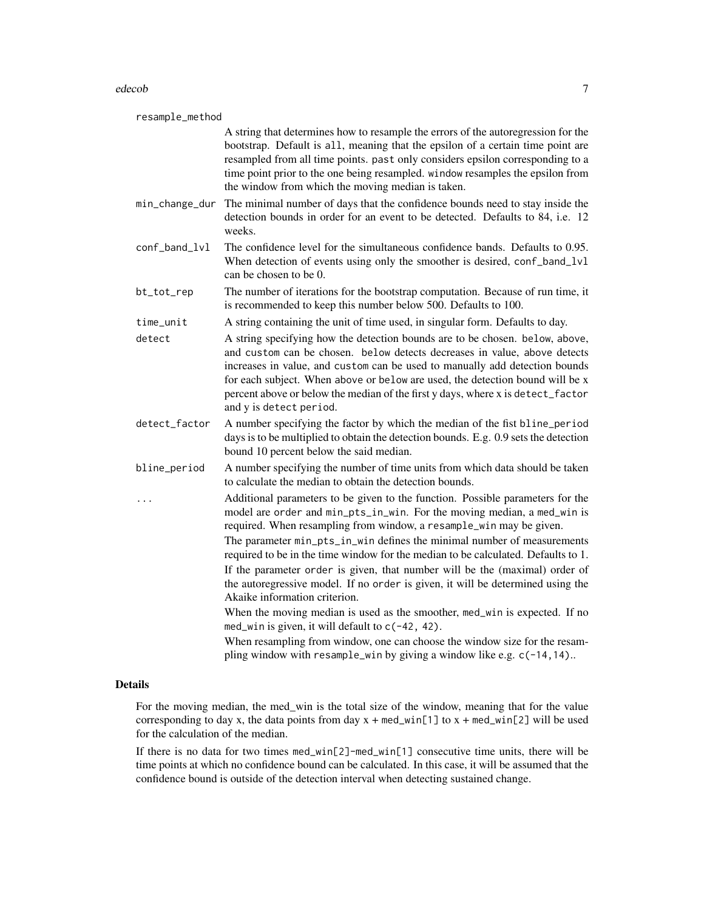resample_method
: A string that determines how to resample the errors of the autoregression for the bootstrap. Default is `all`, meaning that the epsilon of a certain time point are resampled from all time points. `past` only considers epsilon corresponding to a time point prior to the one being resampled. `window` resamples the epsilon from the window from which the moving median is taken.

min_change_dur
: The minimal number of days that the confidence bounds need to stay inside the detection bounds in order for an event to be detected. Defaults to 84, i.e. 12 weeks.

conf_band_lvl
: The confidence level for the simultaneous confidence bands. Defaults to 0.95. When detection of events using only the smoother is desired, `conf_band_lvl` can be chosen to be 0.

bt_tot_rep
: The number of iterations for the bootstrap computation. Because of run time, it is recommended to keep this number below 500. Defaults to 100.

time_unit
: A string containing the unit of time used, in singular form. Defaults to day.

detect
: A string specifying how the detection bounds are to be chosen. `below`, `above`, and `custom` can be chosen. `below` detects decreases in value, `above` detects increases in value, and `custom` can be used to manually add detection bounds for each subject. When `above` or `below` are used, the detection bound will be x percent above or below the median of the first y days, where x is `detect_factor` and y is `detect period`.

detect_factor
: A number specifying the factor by which the median of the fist `bline_period` days is to be multiplied to obtain the detection bounds. E.g. 0.9 sets the detection bound 10 percent below the said median.

bline_period
: A number specifying the number of time units from which data should be taken to calculate the median to obtain the detection bounds.

...
: Additional parameters to be given to the function. Possible parameters for the model are `order` and `min_pts_in_win`. For the moving median, a `med_win` is required. When resampling from window, a `resample_win` may be given.

  The parameter `min_pts_in_win` defines the minimal number of measurements required to be in the time window for the median to be calculated. Defaults to 1.

  If the parameter `order` is given, that number will be the (maximal) order of the autoregressive model. If no `order` is given, it will be determined using the Akaike information criterion.

  When the moving median is used as the smoother, `med_win` is expected. If no `med_win` is given, it will default to `c(-42, 42)`.

  When resampling from window, one can choose the window size for the resampling window with `resample_win` by giving a window like e.g. `c(-14,14)`..

## Details

For the moving median, the med_win is the total size of the window, meaning that for the value corresponding to day x, the data points from day x + `med_win[1]` to x + `med_win[2]` will be used for the calculation of the median.

If there is no data for two times `med_win[2]-med_win[1]` consecutive time units, there will be time points at which no confidence bound can be calculated. In this case, it will be assumed that the confidence bound is outside of the detection interval when detecting sustained change.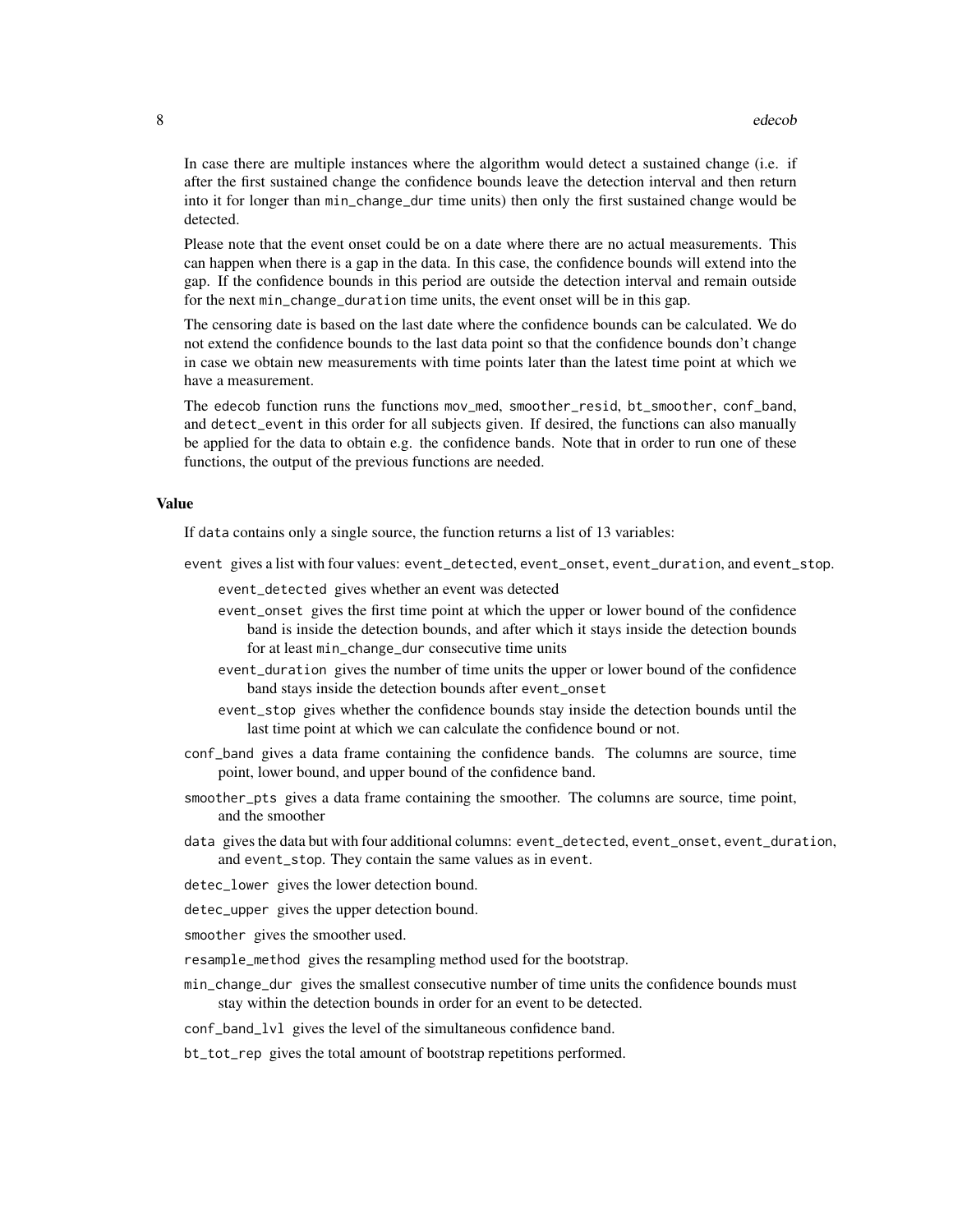In case there are multiple instances where the algorithm would detect a sustained change (i.e. if after the first sustained change the confidence bounds leave the detection interval and then return into it for longer than `min_change_dur` time units) then only the first sustained change would be detected.

Please note that the event onset could be on a date where there are no actual measurements. This can happen when there is a gap in the data. In this case, the confidence bounds will extend into the gap. If the confidence bounds in this period are outside the detection interval and remain outside for the next `min_change_duration` time units, the event onset will be in this gap.

The censoring date is based on the last date where the confidence bounds can be calculated. We do not extend the confidence bounds to the last data point so that the confidence bounds don't change in case we obtain new measurements with time points later than the latest time point at which we have a measurement.

The `edecob` function runs the functions `mov_med`, `smoother_resid`, `bt_smoother`, `conf_band`, and `detect_event` in this order for all subjects given. If desired, the functions can also manually be applied for the data to obtain e.g. the confidence bands. Note that in order to run one of these functions, the output of the previous functions are needed.

### Value

If `data` contains only a single source, the function returns a list of 13 variables:

- `event` gives a list with four values: `event_detected`, `event_onset`, `event_duration`, and `event_stop`.
  - `event_detected` gives whether an event was detected
  - `event_onset` gives the first time point at which the upper or lower bound of the confidence band is inside the detection bounds, and after which it stays inside the detection bounds for at least `min_change_dur` consecutive time units
  - `event_duration` gives the number of time units the upper or lower bound of the confidence band stays inside the detection bounds after `event_onset`
  - `event_stop` gives whether the confidence bounds stay inside the detection bounds until the last time point at which we can calculate the confidence bound or not.
- `conf_band` gives a data frame containing the confidence bands. The columns are source, time point, lower bound, and upper bound of the confidence band.
- `smoother_pts` gives a data frame containing the smoother. The columns are source, time point, and the smoother
- `data` gives the data but with four additional columns: `event_detected`, `event_onset`, `event_duration`, and `event_stop`. They contain the same values as in `event`.
- `detec_lower` gives the lower detection bound.
- `detec_upper` gives the upper detection bound.
- `smoother` gives the smoother used.
- `resample_method` gives the resampling method used for the bootstrap.
- `min_change_dur` gives the smallest consecutive number of time units the confidence bounds must stay within the detection bounds in order for an event to be detected.
- `conf_band_lvl` gives the level of the simultaneous confidence band.
- `bt_tot_rep` gives the total amount of bootstrap repetitions performed.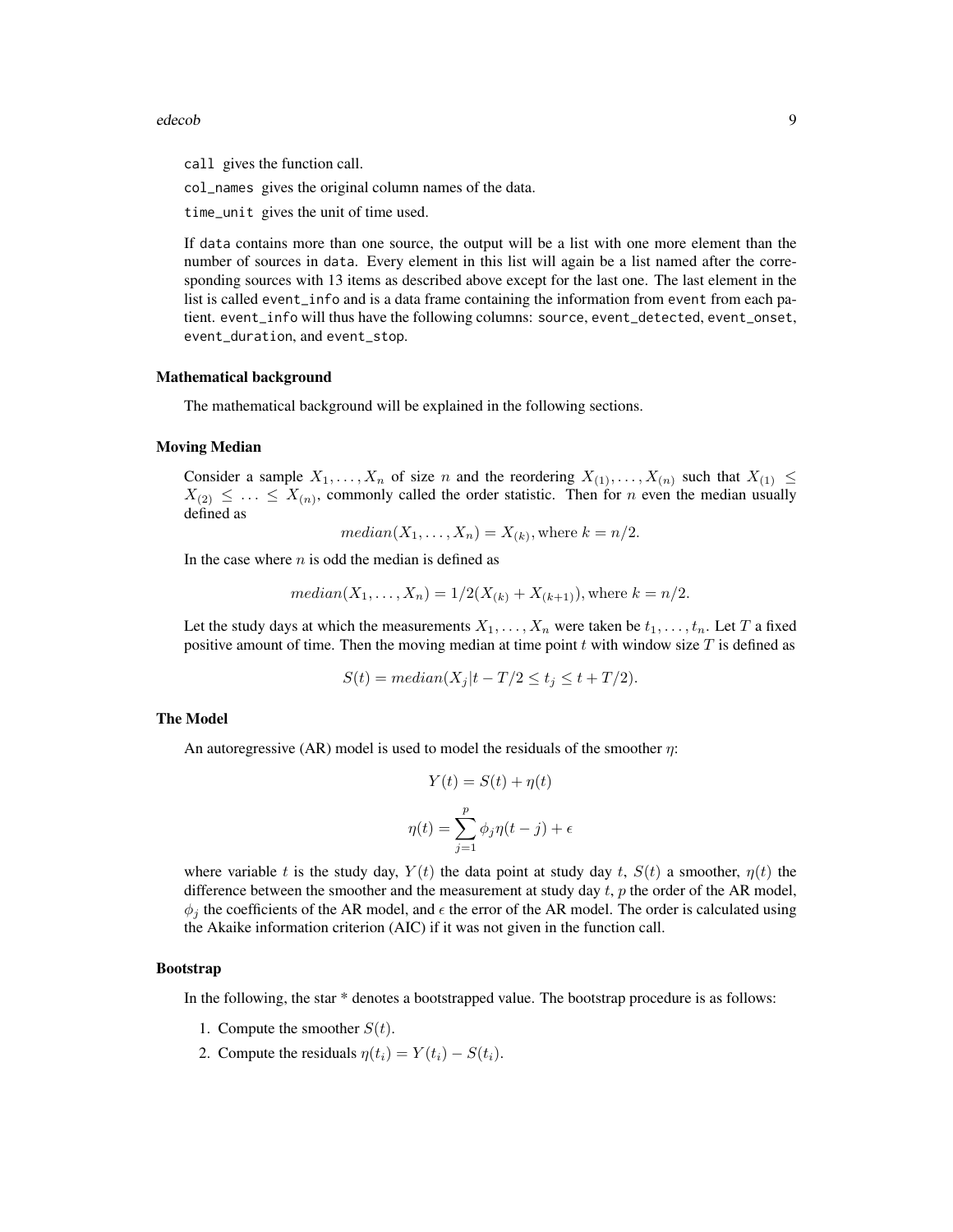`call` gives the function call.

`col_names` gives the original column names of the data.

`time_unit` gives the unit of time used.

If `data` contains more than one source, the output will be a list with one more element than the number of sources in `data`. Every element in this list will again be a list named after the corresponding sources with 13 items as described above except for the last one. The last element in the list is called `event_info` and is a data frame containing the information from `event` from each patient. `event_info` will thus have the following columns: `source`, `event_detected`, `event_onset`, `event_duration`, and `event_stop`.

### Mathematical background

The mathematical background will be explained in the following sections.

### Moving Median

Consider a sample $X_1, \ldots, X_n$ of size $n$ and the reordering $X_{(1)}, \ldots, X_{(n)}$ such that $X_{(1)} \leq X_{(2)} \leq \ldots \leq X_{(n)}$, commonly called the order statistic. Then for $n$ even the median usually defined as

$$median(X_1, \ldots, X_n) = X_{(k)}, \text{where } k = n/2.$$

In the case where $n$ is odd the median is defined as

$$median(X_1, \ldots, X_n) = 1/2(X_{(k)} + X_{(k+1)}), \text{where } k = n/2.$$

Let the study days at which the measurements $X_1, \ldots, X_n$ were taken be $t_1, \ldots, t_n$. Let $T$ a fixed positive amount of time. Then the moving median at time point $t$ with window size $T$ is defined as

$$S(t) = median(X_j | t - T/2 \leq t_j \leq t + T/2).$$

### The Model

An autoregressive (AR) model is used to model the residuals of the smoother $\eta$:

$$Y(t) = S(t) + \eta(t)$$

$$\eta(t) = \sum_{j=1}^{p} \phi_j \eta(t-j) + \epsilon$$

where variable $t$ is the study day, $Y(t)$ the data point at study day $t$, $S(t)$ a smoother, $\eta(t)$ the difference between the smoother and the measurement at study day $t$, $p$ the order of the AR model, $\phi_j$ the coefficients of the AR model, and $\epsilon$ the error of the AR model. The order is calculated using the Akaike information criterion (AIC) if it was not given in the function call.

### Bootstrap

In the following, the star * denotes a bootstrapped value. The bootstrap procedure is as follows:

1. Compute the smoother $S(t)$.
2. Compute the residuals $\eta(t_i) = Y(t_i) - S(t_i)$.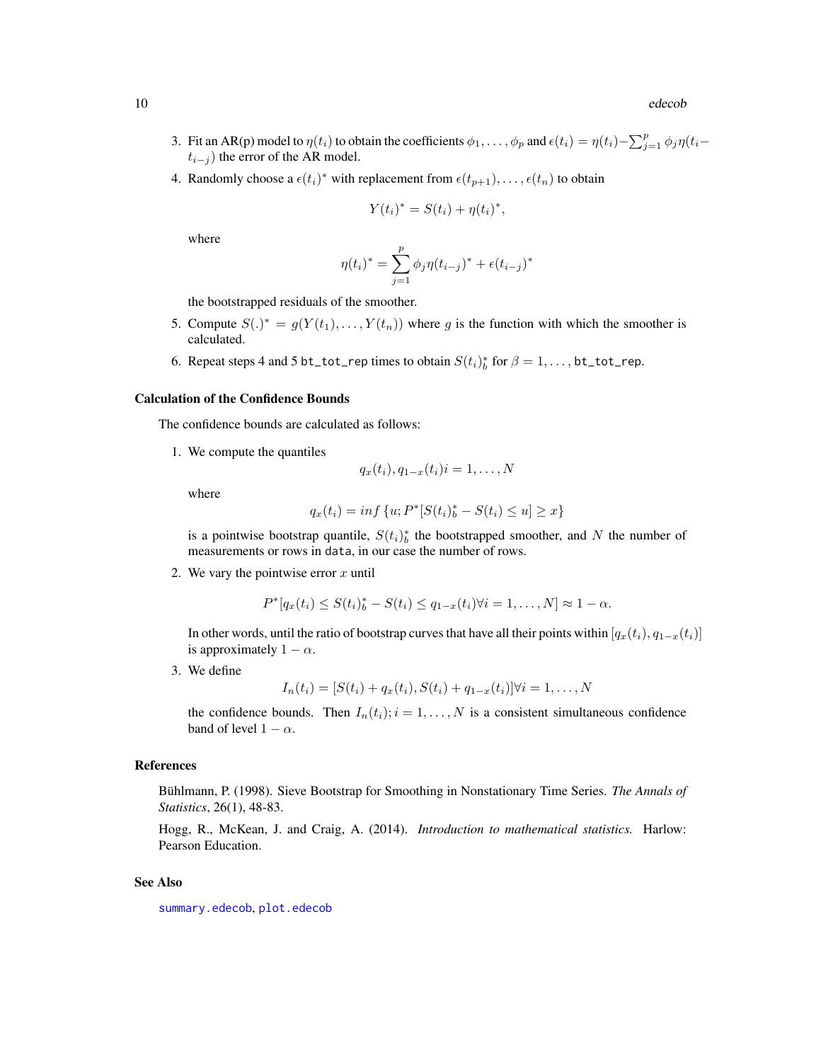3. Fit an AR(p) model to $\eta(t_i)$ to obtain the coefficients $\phi_1, \dots, \phi_p$ and $\epsilon(t_i) = \eta(t_i) - \sum_{j=1}^{p} \phi_j \eta(t_i - t_{i-j})$ the error of the AR model.
4. Randomly choose a $\epsilon(t_i)^*$ with replacement from $\epsilon(t_{p+1}), \dots, \epsilon(t_n)$ to obtain

$$Y(t_i)^* = S(t_i) + \eta(t_i)^*,$$

where

$$\eta(t_i)^* = \sum_{j=1}^{p} \phi_j \eta(t_{i-j})^* + \epsilon(t_{i-j})^*$$

the bootstrapped residuals of the smoother.

5. Compute $S(.)^* = g(Y(t_1), \dots, Y(t_n))$ where $g$ is the function with which the smoother is calculated.
6. Repeat steps 4 and 5 `bt_tot_rep` times to obtain $S(t_i)^*_b$ for $\beta = 1, \dots,$ `bt_tot_rep`.

### Calculation of the Confidence Bounds

The confidence bounds are calculated as follows:

1. We compute the quantiles

$$q_x(t_i), q_{1-x}(t_i) i = 1, \dots, N$$

where

$$q_x(t_i) = inf\,\{u; P^*[S(t_i)^*_b - S(t_i) \leq u] \geq x\}$$

is a pointwise bootstrap quantile, $S(t_i)^*_b$ the bootstrapped smoother, and $N$ the number of measurements or rows in `data`, in our case the number of rows.

2. We vary the pointwise error $x$ until

$$P^*[q_x(t_i) \leq S(t_i)^*_b - S(t_i) \leq q_{1-x}(t_i) \forall i = 1, \dots, N] \approx 1 - \alpha.$$

In other words, until the ratio of bootstrap curves that have all their points within $[q_x(t_i), q_{1-x}(t_i)]$ is approximately $1 - \alpha$.

3. We define

$$I_n(t_i) = [S(t_i) + q_x(t_i), S(t_i) + q_{1-x}(t_i)] \forall i = 1, \dots, N$$

the confidence bounds. Then $I_n(t_i); i = 1, \dots, N$ is a consistent simultaneous confidence band of level $1 - \alpha$.

### References

Bühlmann, P. (1998). Sieve Bootstrap for Smoothing in Nonstationary Time Series. *The Annals of Statistics*, 26(1), 48-83.

Hogg, R., McKean, J. and Craig, A. (2014). *Introduction to mathematical statistics.* Harlow: Pearson Education.

### See Also

`summary.edecob`, `plot.edecob`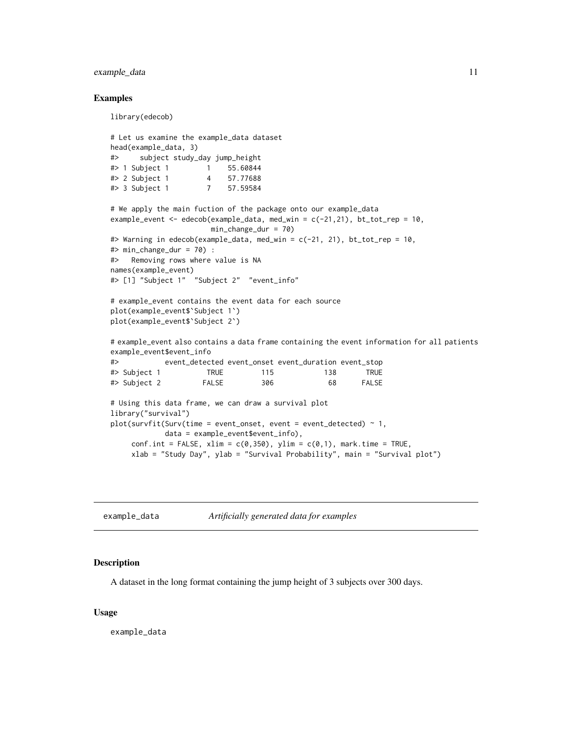### Examples

```
library(edecob)

# Let us examine the example_data dataset
head(example_data, 3)
#>     subject study_day jump_height
#> 1 Subject 1         1    55.60844
#> 2 Subject 1         4    57.77688
#> 3 Subject 1         7    57.59584

# We apply the main fuction of the package onto our example_data
example_event <- edecob(example_data, med_win = c(-21,21), bt_tot_rep = 10,
                        min_change_dur = 70)
#> Warning in edecob(example_data, med_win = c(-21, 21), bt_tot_rep = 10,
#> min_change_dur = 70) :
#>   Removing rows where value is NA
names(example_event)
#> [1] "Subject 1"  "Subject 2"  "event_info"

# example_event contains the event data for each source
plot(example_event$`Subject 1`)
plot(example_event$`Subject 2`)

# example_event also contains a data frame containing the event information for all patients
example_event$event_info
#>           event_detected event_onset event_duration event_stop
#> Subject 1           TRUE         115            138       TRUE
#> Subject 2          FALSE         306             68      FALSE

# Using this data frame, we can draw a survival plot
library("survival")
plot(survfit(Surv(time = event_onset, event = event_detected) ~ 1,
             data = example_event$event_info),
     conf.int = FALSE, xlim = c(0,350), ylim = c(0,1), mark.time = TRUE,
     xlab = "Study Day", ylab = "Survival Probability", main = "Survival plot")
```

---

## example_data &nbsp;&nbsp;&nbsp; *Artificially generated data for examples*

### Description

A dataset in the long format containing the jump height of 3 subjects over 300 days.

### Usage

```
example_data
```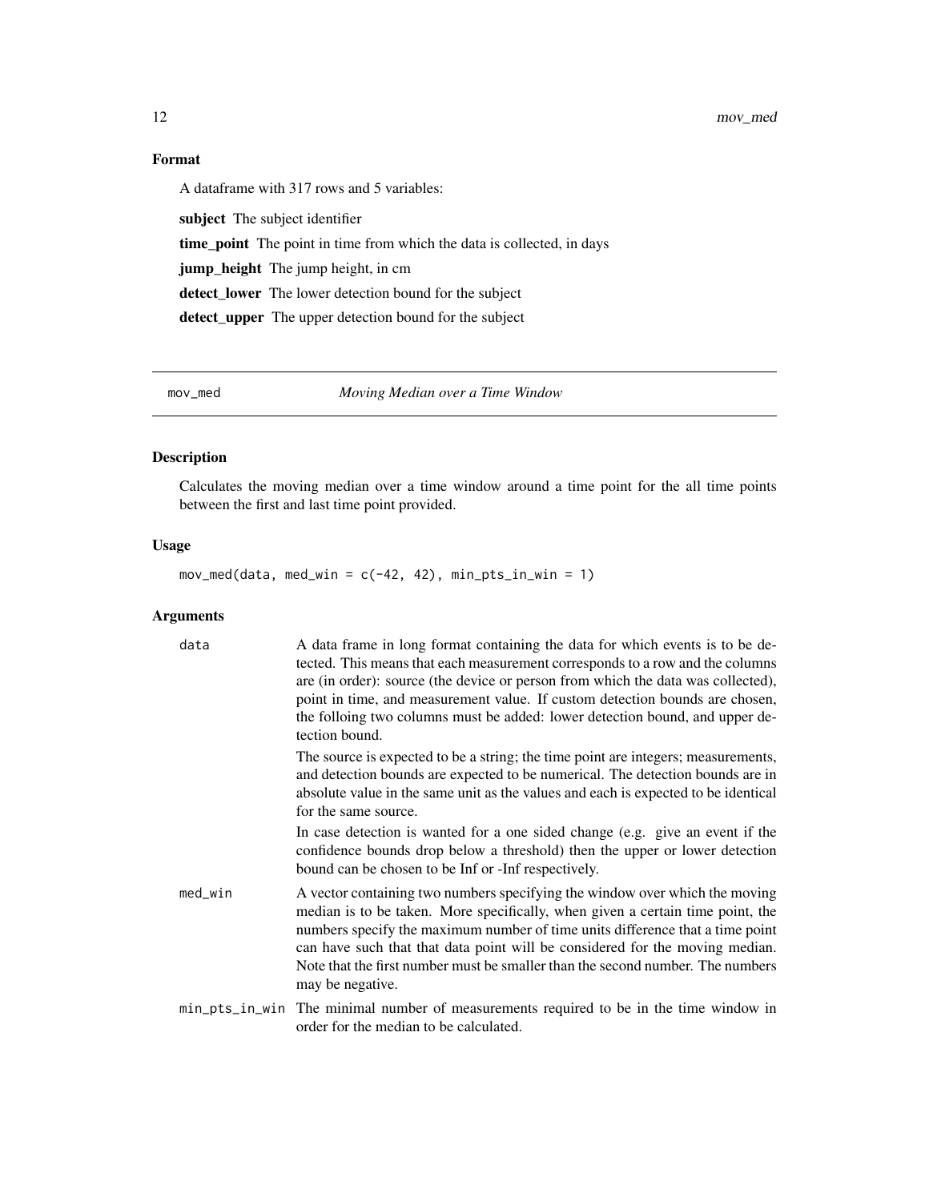## Format

A dataframe with 317 rows and 5 variables:

**subject** The subject identifier

**time_point** The point in time from which the data is collected, in days

**jump_height** The jump height, in cm

**detect_lower** The lower detection bound for the subject

**detect_upper** The upper detection bound for the subject

---

# mov_med — *Moving Median over a Time Window*

---

## Description

Calculates the moving median over a time window around a time point for the all time points between the first and last time point provided.

## Usage

```
mov_med(data, med_win = c(-42, 42), min_pts_in_win = 1)
```

## Arguments

| | |
|---|---|
| `data` | A data frame in long format containing the data for which events is to be detected. This means that each measurement corresponds to a row and the columns are (in order): source (the device or person from which the data was collected), point in time, and measurement value. If custom detection bounds are chosen, the folloing two columns must be added: lower detection bound, and upper detection bound.<br><br>The source is expected to be a string; the time point are integers; measurements, and detection bounds are expected to be numerical. The detection bounds are in absolute value in the same unit as the values and each is expected to be identical for the same source.<br><br>In case detection is wanted for a one sided change (e.g. give an event if the confidence bounds drop below a threshold) then the upper or lower detection bound can be chosen to be Inf or -Inf respectively. |
| `med_win` | A vector containing two numbers specifying the window over which the moving median is to be taken. More specifically, when given a certain time point, the numbers specify the maximum number of time units difference that a time point can have such that that data point will be considered for the moving median. Note that the first number must be smaller than the second number. The numbers may be negative. |
| `min_pts_in_win` | The minimal number of measurements required to be in the time window in order for the median to be calculated. |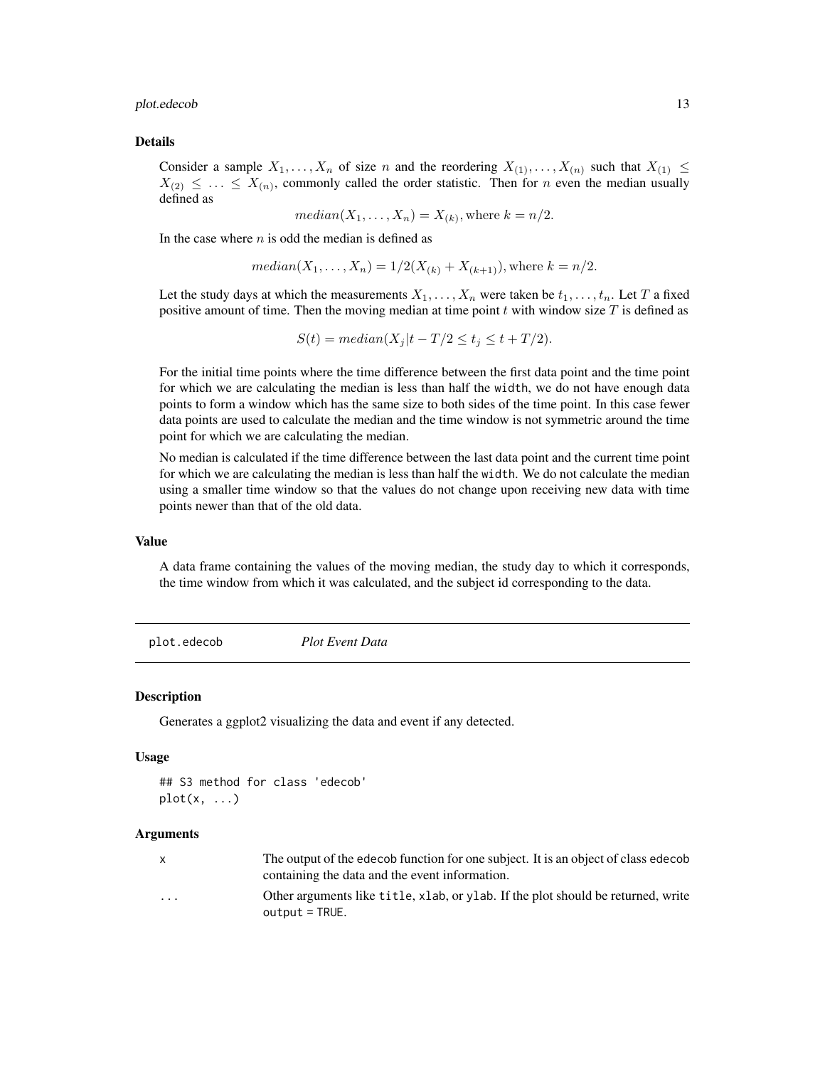### Details

Consider a sample $X_1, \ldots, X_n$ of size $n$ and the reordering $X_{(1)}, \ldots, X_{(n)}$ such that $X_{(1)} \leq X_{(2)} \leq \ldots \leq X_{(n)}$, commonly called the order statistic. Then for $n$ even the median usually defined as

$$median(X_1, \ldots, X_n) = X_{(k)}, \text{where } k = n/2.$$

In the case where $n$ is odd the median is defined as

$$median(X_1, \ldots, X_n) = 1/2(X_{(k)} + X_{(k+1)}), \text{where } k = n/2.$$

Let the study days at which the measurements $X_1, \ldots, X_n$ were taken be $t_1, \ldots, t_n$. Let $T$ a fixed positive amount of time. Then the moving median at time point $t$ with window size $T$ is defined as

$$S(t) = median(X_j | t - T/2 \leq t_j \leq t + T/2).$$

For the initial time points where the time difference between the first data point and the time point for which we are calculating the median is less than half the `width`, we do not have enough data points to form a window which has the same size to both sides of the time point. In this case fewer data points are used to calculate the median and the time window is not symmetric around the time point for which we are calculating the median.

No median is calculated if the time difference between the last data point and the current time point for which we are calculating the median is less than half the `width`. We do not calculate the median using a smaller time window so that the values do not change upon receiving new data with time points newer than that of the old data.

### Value

A data frame containing the values of the moving median, the study day to which it corresponds, the time window from which it was calculated, and the subject id corresponding to the data.

---

## plot.edecob — *Plot Event Data*

### Description

Generates a ggplot2 visualizing the data and event if any detected.

### Usage

```
## S3 method for class 'edecob'
plot(x, ...)
```

### Arguments

| | |
|---|---|
| `x` | The output of the `edecob` function for one subject. It is an object of class `edecob` containing the data and the event information. |
| `...` | Other arguments like `title`, `xlab`, or `ylab`. If the plot should be returned, write `output = TRUE`. |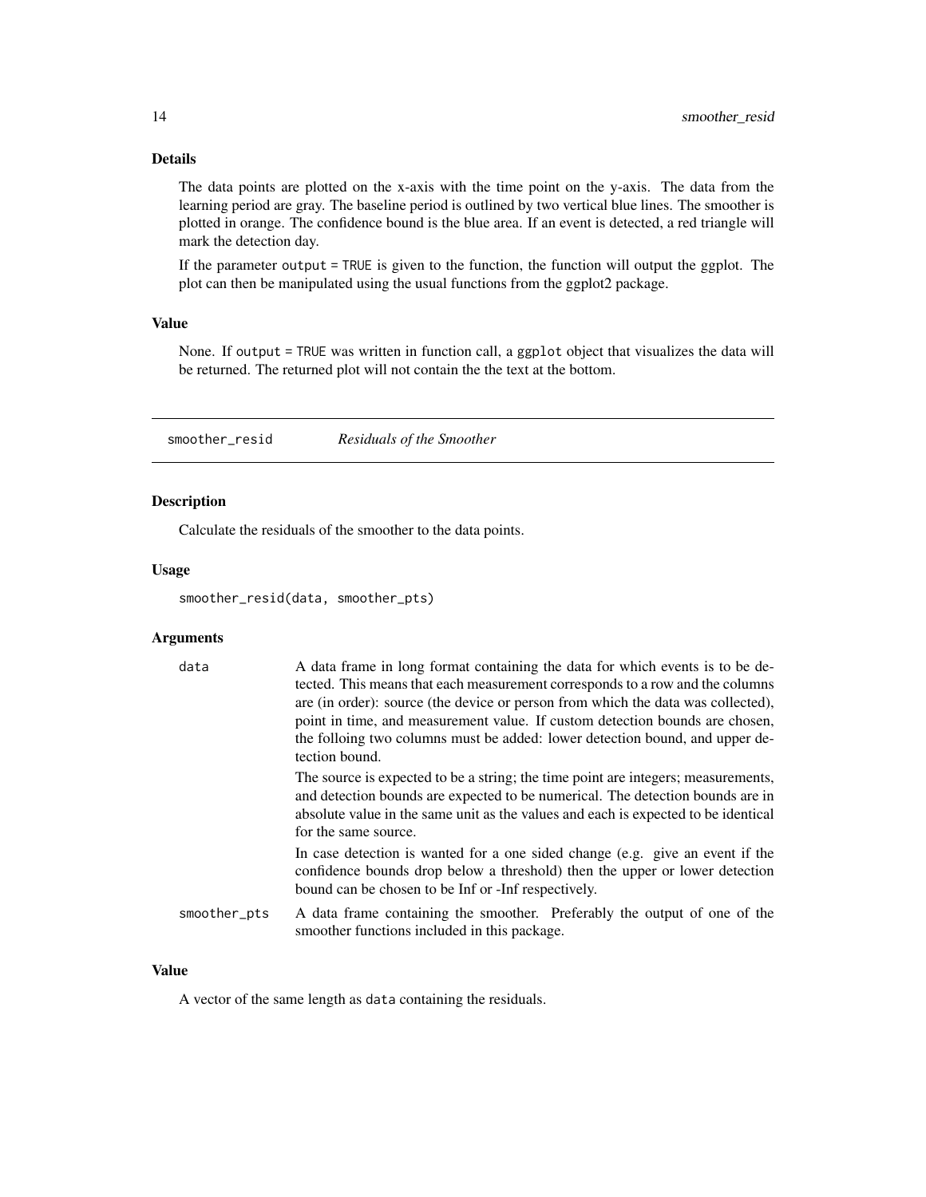### Details

The data points are plotted on the x-axis with the time point on the y-axis. The data from the learning period are gray. The baseline period is outlined by two vertical blue lines. The smoother is plotted in orange. The confidence bound is the blue area. If an event is detected, a red triangle will mark the detection day.

If the parameter `output = TRUE` is given to the function, the function will output the ggplot. The plot can then be manipulated using the usual functions from the ggplot2 package.

### Value

None. If `output = TRUE` was written in function call, a `ggplot` object that visualizes the data will be returned. The returned plot will not contain the the text at the bottom.

---

## smoother_resid *Residuals of the Smoother*

### Description

Calculate the residuals of the smoother to the data points.

### Usage

```
smoother_resid(data, smoother_pts)
```

### Arguments

| | |
|---|---|
| `data` | A data frame in long format containing the data for which events is to be detected. This means that each measurement corresponds to a row and the columns are (in order): source (the device or person from which the data was collected), point in time, and measurement value. If custom detection bounds are chosen, the folloing two columns must be added: lower detection bound, and upper detection bound.<br><br>The source is expected to be a string; the time point are integers; measurements, and detection bounds are expected to be numerical. The detection bounds are in absolute value in the same unit as the values and each is expected to be identical for the same source.<br><br>In case detection is wanted for a one sided change (e.g. give an event if the confidence bounds drop below a threshold) then the upper or lower detection bound can be chosen to be Inf or -Inf respectively. |
| `smoother_pts` | A data frame containing the smoother. Preferably the output of one of the smoother functions included in this package. |

### Value

A vector of the same length as `data` containing the residuals.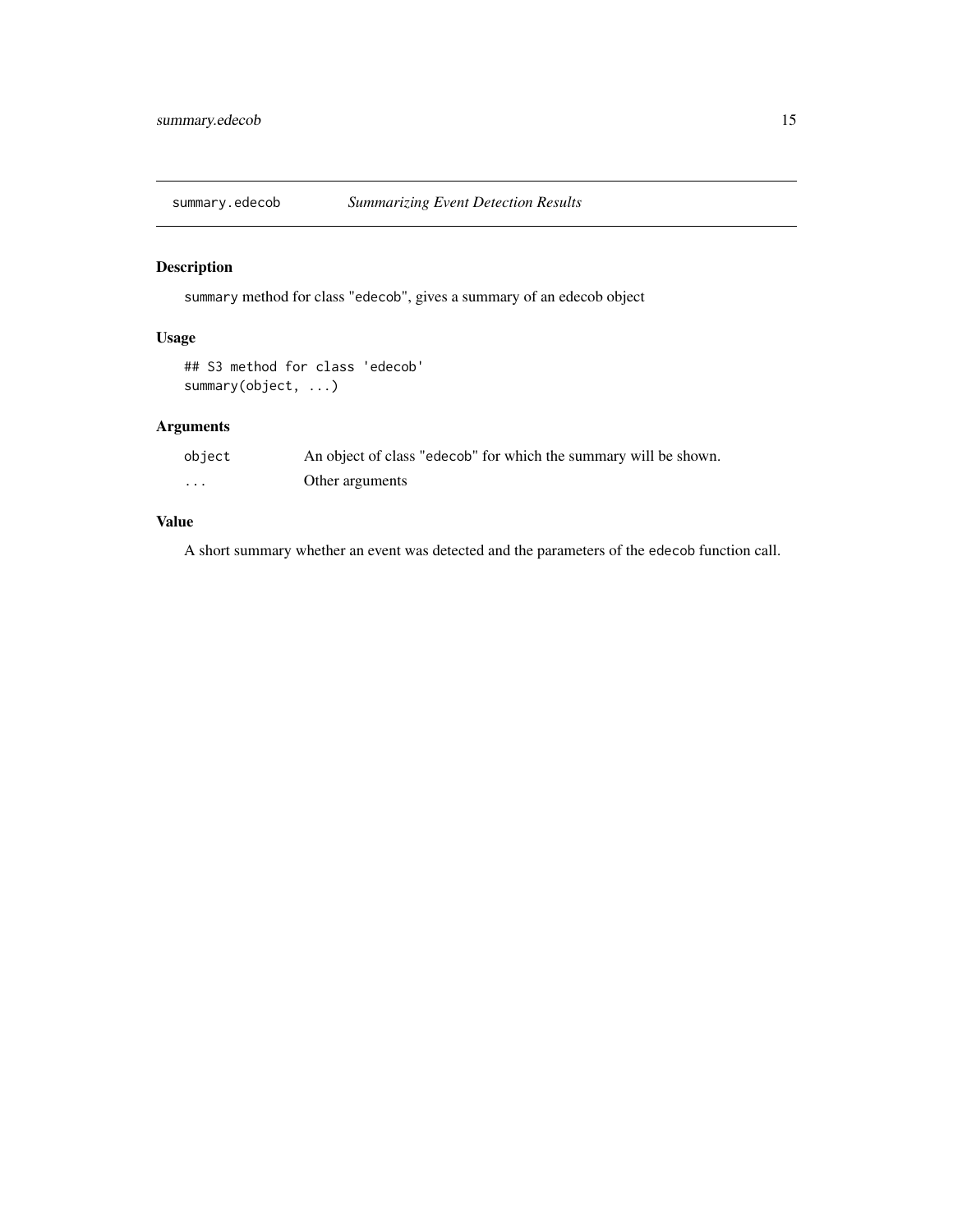## summary.edecob — *Summarizing Event Detection Results*

### Description

`summary` method for class "`edecob`", gives a summary of an edecob object

### Usage

```
## S3 method for class 'edecob'
summary(object, ...)
```

### Arguments

| | |
|---|---|
| `object` | An object of class "`edecob`" for which the summary will be shown. |
| `...` | Other arguments |

### Value

A short summary whether an event was detected and the parameters of the `edecob` function call.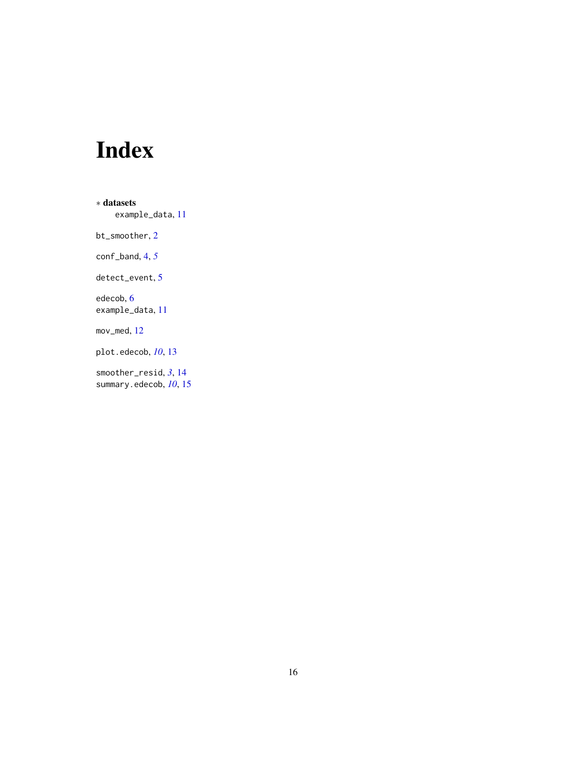# Index

∗ **datasets**

    example_data, 11

bt_smoother, 2

conf_band, 4, *5*

detect_event, 5

edecob, 6
example_data, 11

mov_med, 12

plot.edecob, *10*, 13

smoother_resid, *3*, 14
summary.edecob, *10*, 15